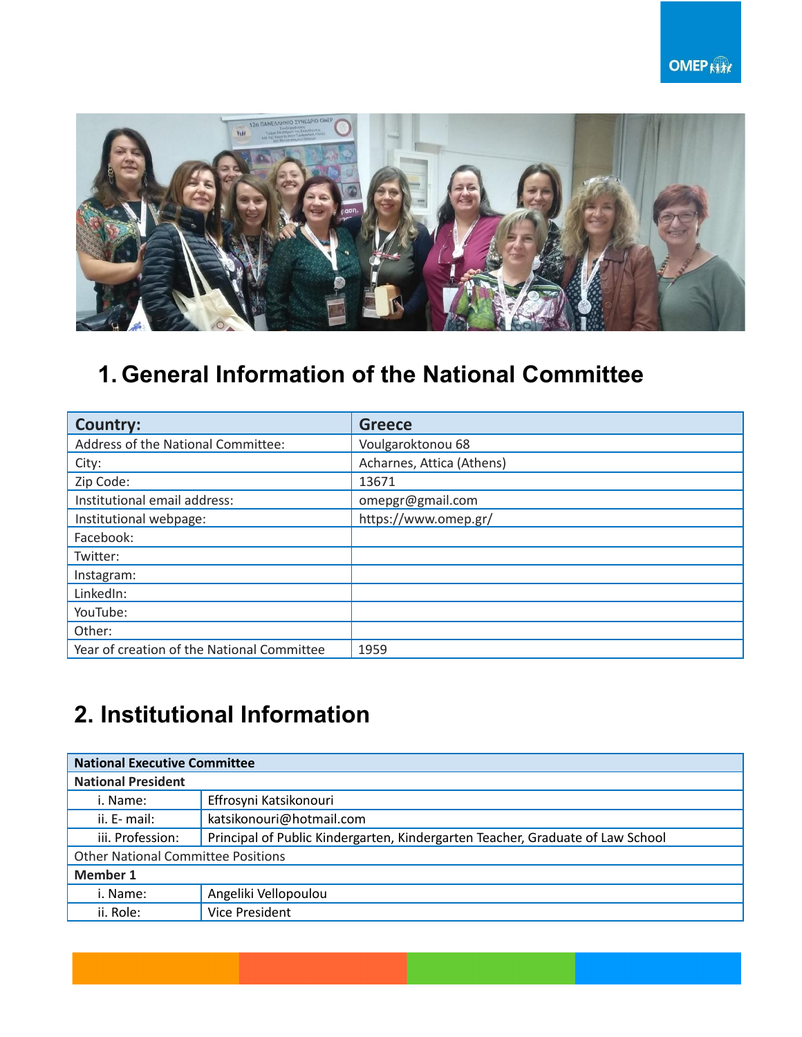## 1. General Information of the National Committee

| Country: | Greece |
|---|---|
| Address of the National Committee: | Voulgaroktonou 68 |
| City: | Acharnes, Attica (Athens) |
| Zip Code: | 13671 |
| Institutional email address: | omepgr@gmail.com |
| Institutional webpage: | https://www.omep.gr/ |
| Facebook: | |
| Twitter: | |
| Instagram: | |
| LinkedIn: | |
| YouTube: | |
| Other: | |
| Year of creation of the National Committee | 1959 |

## 2. Institutional Information

| **National Executive Committee** | |
|---|---|
| **National President** | |
| i. Name: | Effrosyni Katsikonouri |
| ii. E- mail: | katsikonouri@hotmail.com |
| iii. Profession: | Principal of Public Kindergarten, Kindergarten Teacher, Graduate of Law School |
| Other National Committee Positions | |
| **Member 1** | |
| i. Name: | Angeliki Vellopoulou |
| ii. Role: | Vice President |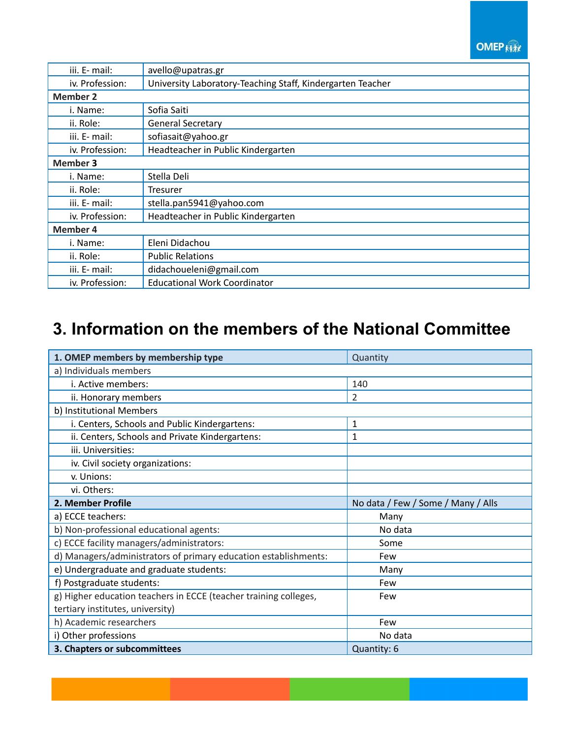| | |
|---|---|
| iii. E- mail: | avello@upatras.gr |
| iv. Profession: | University Laboratory-Teaching Staff, Kindergarten Teacher |
| **Member 2** | |
| i. Name: | Sofia Saiti |
| ii. Role: | General Secretary |
| iii. E- mail: | sofiasait@yahoo.gr |
| iv. Profession: | Headteacher in Public Kindergarten |
| **Member 3** | |
| i. Name: | Stella Deli |
| ii. Role: | Tresurer |
| iii. E- mail: | stella.pan5941@yahoo.com |
| iv. Profession: | Headteacher in Public Kindergarten |
| **Member 4** | |
| i. Name: | Eleni Didachou |
| ii. Role: | Public Relations |
| iii. E- mail: | didachoueleni@gmail.com |
| iv. Profession: | Educational Work Coordinator |

# 3. Information on the members of the National Committee

| **1. OMEP members by membership type** | Quantity |
|---|---|
| a) Individuals members | |
| i. Active members: | 140 |
| ii. Honorary members | 2 |
| b) Institutional Members | |
| i. Centers, Schools and Public Kindergartens: | 1 |
| ii. Centers, Schools and Private Kindergartens: | 1 |
| iii. Universities: | |
| iv. Civil society organizations: | |
| v. Unions: | |
| vi. Others: | |
| **2. Member Profile** | No data / Few / Some / Many / Alls |
| a) ECCE teachers: | Many |
| b) Non-professional educational agents: | No data |
| c) ECCE facility managers/administrators: | Some |
| d) Managers/administrators of primary education establishments: | Few |
| e) Undergraduate and graduate students: | Many |
| f) Postgraduate students: | Few |
| g) Higher education teachers in ECCE (teacher training colleges, tertiary institutes, university) | Few |
| h) Academic researchers | Few |
| i) Other professions | No data |
| **3. Chapters or subcommittees** | Quantity: 6 |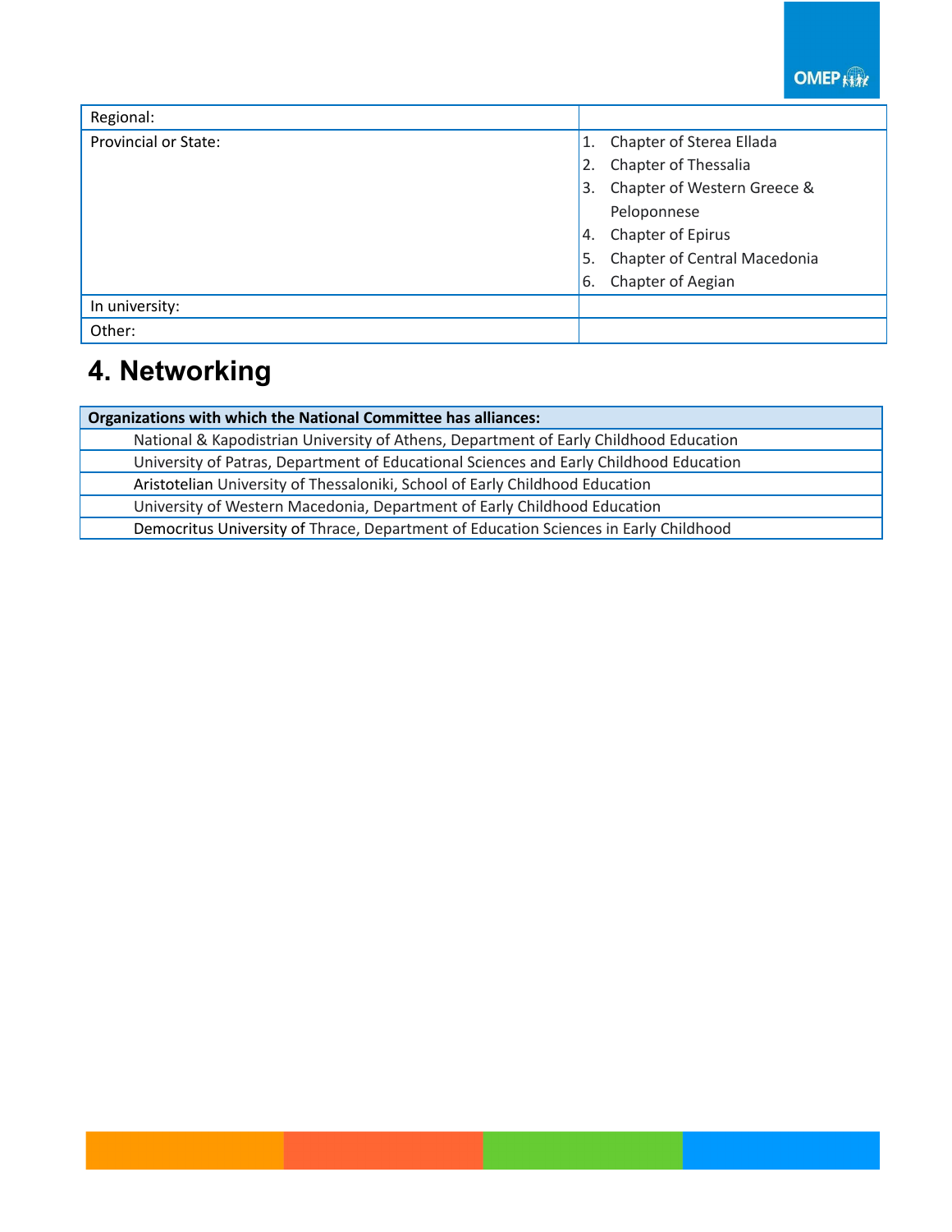| | |
|---|---|
| Regional: | |
| Provincial or State: | 1. Chapter of Sterea Ellada<br>2. Chapter of Thessalia<br>3. Chapter of Western Greece & Peloponnese<br>4. Chapter of Epirus<br>5. Chapter of Central Macedonia<br>6. Chapter of Aegian |
| In university: | |
| Other: | |

# 4. Networking

| **Organizations with which the National Committee has alliances:** |
|---|
| National & Kapodistrian University of Athens, Department of Early Childhood Education |
| University of Patras, Department of Educational Sciences and Early Childhood Education |
| Aristotelian University of Thessaloniki, School of Early Childhood Education |
| University of Western Macedonia, Department of Early Childhood Education |
| Democritus University of Thrace, Department of Education Sciences in Early Childhood |